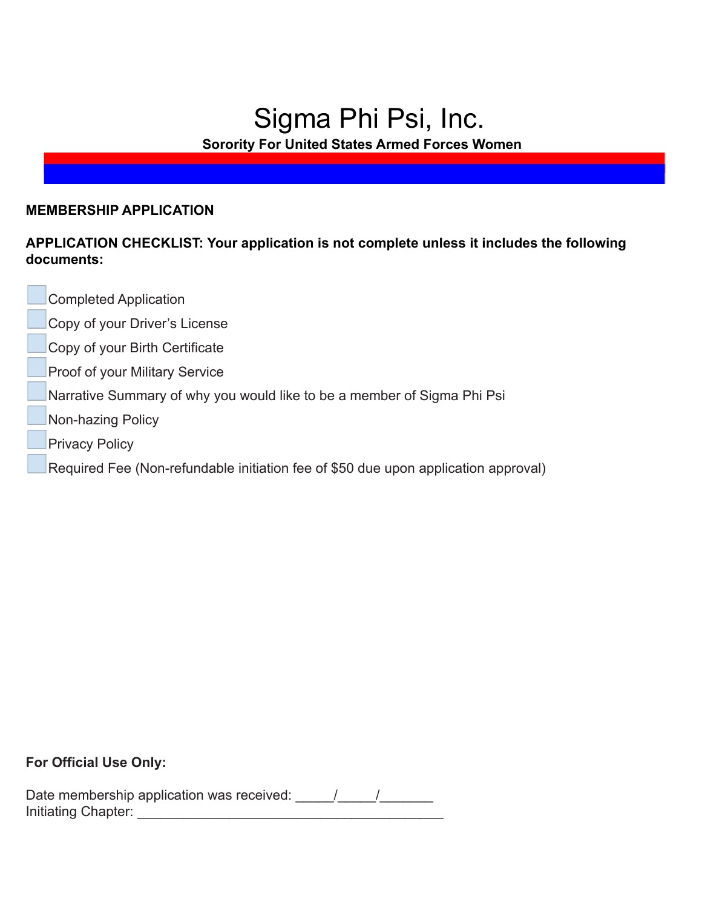# Sigma Phi Psi, Inc.

**Sorority For United States Armed Forces Women**

**MEMBERSHIP APPLICATION**

**APPLICATION CHECKLIST: Your application is not complete unless it includes the following documents:**

- [ ] Completed Application
- [ ] Copy of your Driver's License
- [ ] Copy of your Birth Certificate
- [ ] Proof of your Military Service
- [ ] Narrative Summary of why you would like to be a member of Sigma Phi Psi
- [ ] Non-hazing Policy
- [ ] Privacy Policy
- [ ] Required Fee (Non-refundable initiation fee of $50 due upon application approval)

**For Official Use Only:**

Date membership application was received: _____/_____/_______
Initiating Chapter: ________________________________________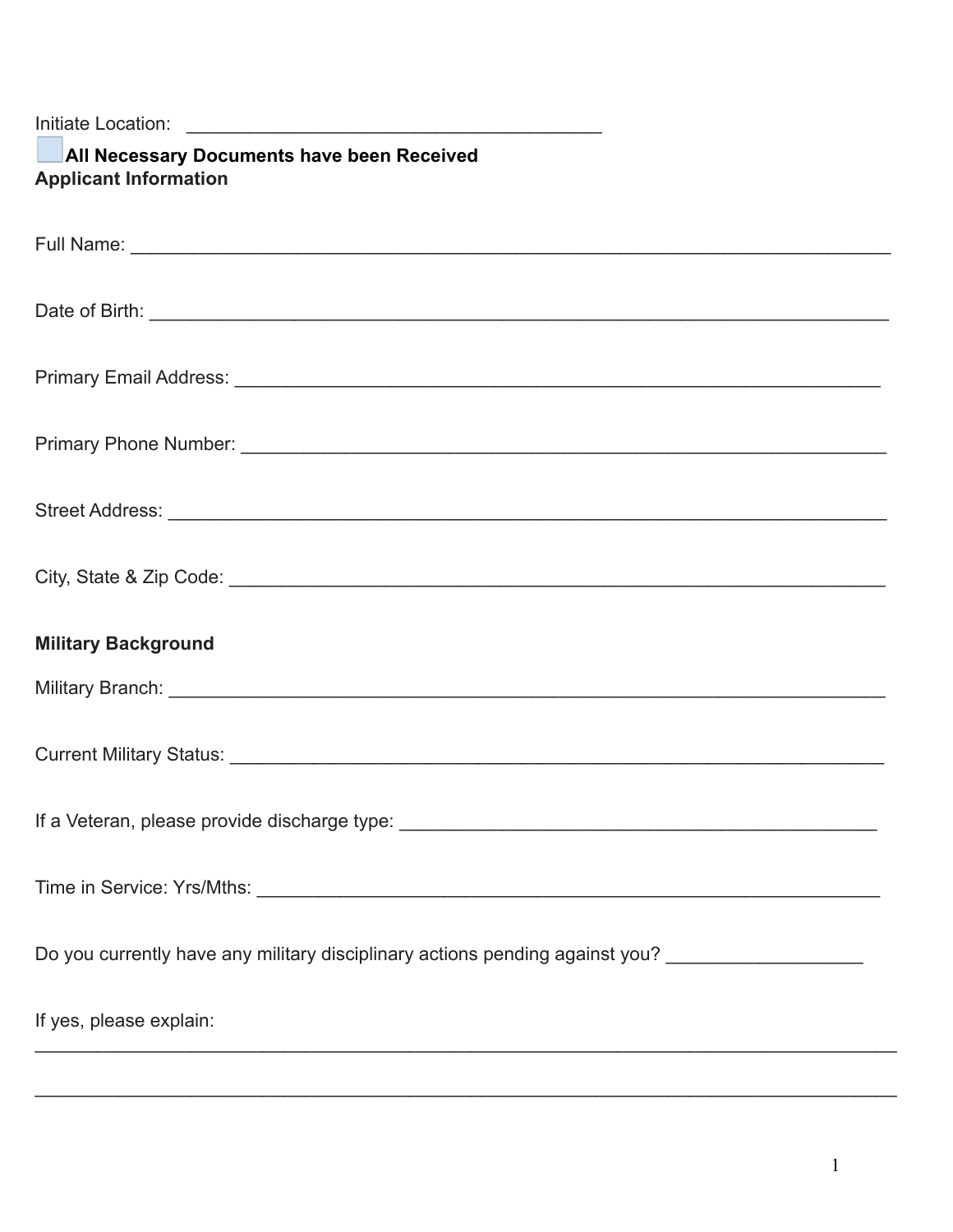Initiate Location: ________________________________________

☐ **All Necessary Documents have been Received**

**Applicant Information**

Full Name: ___________________________________________________________________________

Date of Birth: _________________________________________________________________________

Primary Email Address: __________________________________________________________________

Primary Phone Number: __________________________________________________________________

Street Address: _______________________________________________________________________

City, State & Zip Code: __________________________________________________________________

**Military Background**

Military Branch: ______________________________________________________________________

Current Military Status: ___________________________________________________________________

If a Veteran, please provide discharge type: ______________________________________________

Time in Service: Yrs/Mths: ________________________________________________________________

Do you currently have any military disciplinary actions pending against you? ___________________

If yes, please explain:

______________________________________________________________________________________

______________________________________________________________________________________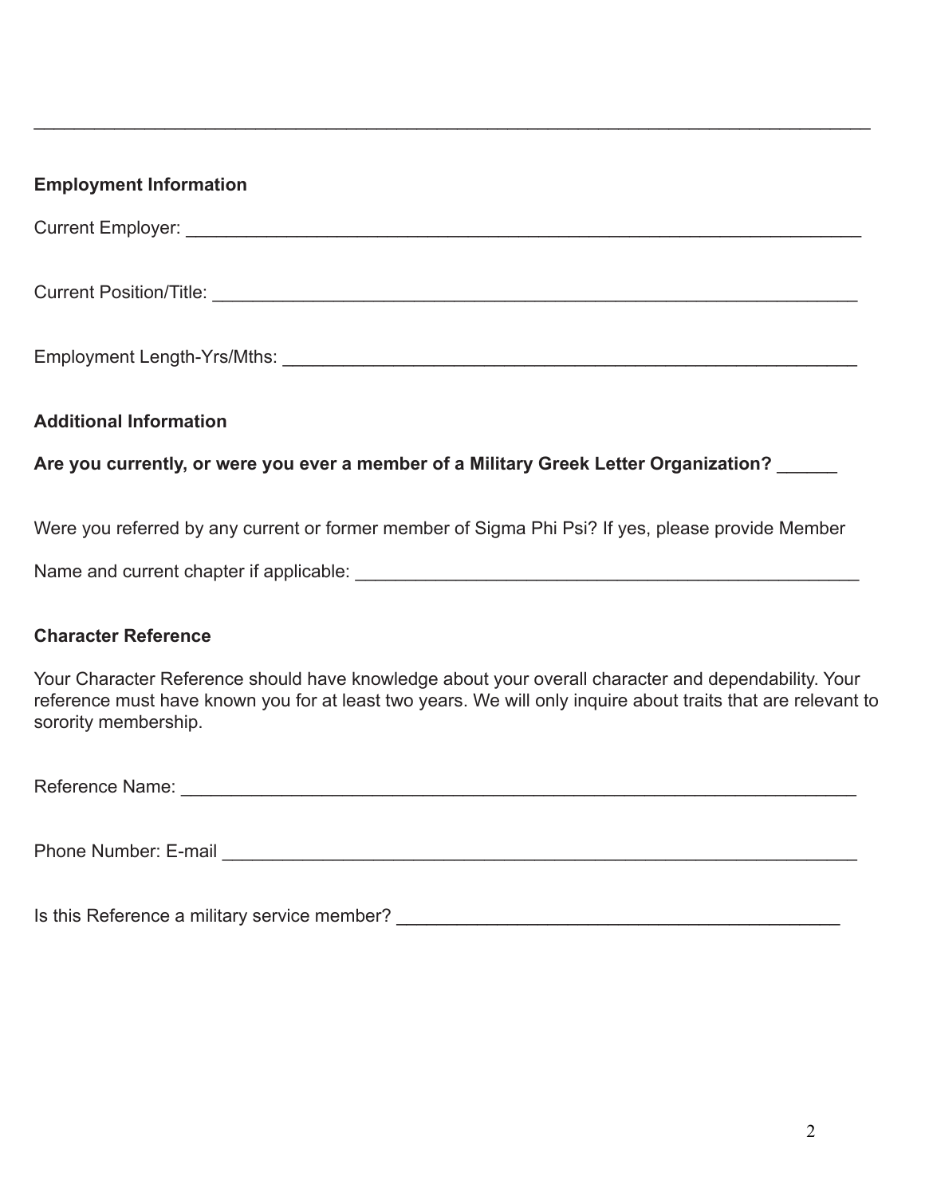_______________________________________________________________________________

## Employment Information

Current Employer: _______________________________________________________________

Current Position/Title: ___________________________________________________________

Employment Length-Yrs/Mths: _____________________________________________________

## Additional Information

**Are you currently, or were you ever a member of a Military Greek Letter Organization?** ______

Were you referred by any current or former member of Sigma Phi Psi? If yes, please provide Member

Name and current chapter if applicable: _____________________________________________

## Character Reference

Your Character Reference should have knowledge about your overall character and dependability. Your reference must have known you for at least two years. We will only inquire about traits that are relevant to sorority membership.

Reference Name: ________________________________________________________________

Phone Number: E-mail ____________________________________________________________

Is this Reference a military service member? __________________________________________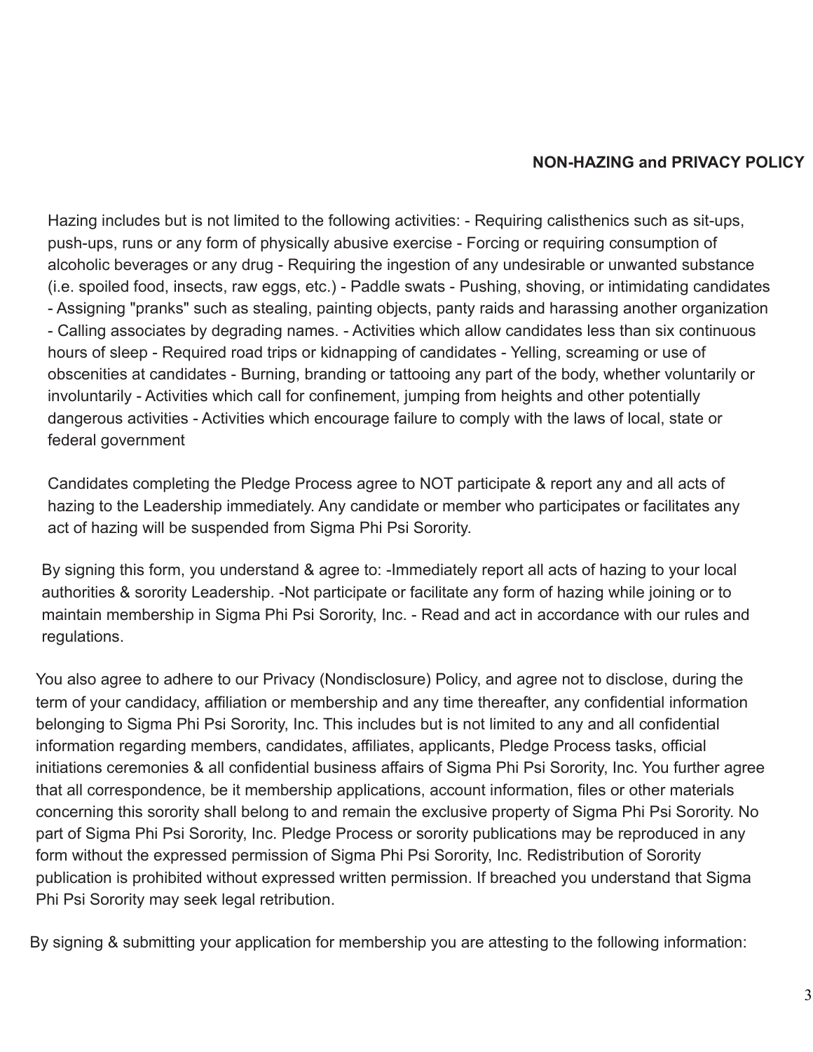**NON-HAZING and PRIVACY POLICY**

Hazing includes but is not limited to the following activities: - Requiring calisthenics such as sit-ups, push-ups, runs or any form of physically abusive exercise - Forcing or requiring consumption of alcoholic beverages or any drug - Requiring the ingestion of any undesirable or unwanted substance (i.e. spoiled food, insects, raw eggs, etc.) - Paddle swats - Pushing, shoving, or intimidating candidates - Assigning "pranks" such as stealing, painting objects, panty raids and harassing another organization - Calling associates by degrading names. - Activities which allow candidates less than six continuous hours of sleep - Required road trips or kidnapping of candidates - Yelling, screaming or use of obscenities at candidates - Burning, branding or tattooing any part of the body, whether voluntarily or involuntarily - Activities which call for confinement, jumping from heights and other potentially dangerous activities - Activities which encourage failure to comply with the laws of local, state or federal government

Candidates completing the Pledge Process agree to NOT participate & report any and all acts of hazing to the Leadership immediately. Any candidate or member who participates or facilitates any act of hazing will be suspended from Sigma Phi Psi Sorority.

By signing this form, you understand & agree to: -Immediately report all acts of hazing to your local authorities & sorority Leadership. -Not participate or facilitate any form of hazing while joining or to maintain membership in Sigma Phi Psi Sorority, Inc. - Read and act in accordance with our rules and regulations.

You also agree to adhere to our Privacy (Nondisclosure) Policy, and agree not to disclose, during the term of your candidacy, affiliation or membership and any time thereafter, any confidential information belonging to Sigma Phi Psi Sorority, Inc. This includes but is not limited to any and all confidential information regarding members, candidates, affiliates, applicants, Pledge Process tasks, official initiations ceremonies & all confidential business affairs of Sigma Phi Psi Sorority, Inc. You further agree that all correspondence, be it membership applications, account information, files or other materials concerning this sorority shall belong to and remain the exclusive property of Sigma Phi Psi Sorority. No part of Sigma Phi Psi Sorority, Inc. Pledge Process or sorority publications may be reproduced in any form without the expressed permission of Sigma Phi Psi Sorority, Inc. Redistribution of Sorority publication is prohibited without expressed written permission. If breached you understand that Sigma Phi Psi Sorority may seek legal retribution.

By signing & submitting your application for membership you are attesting to the following information: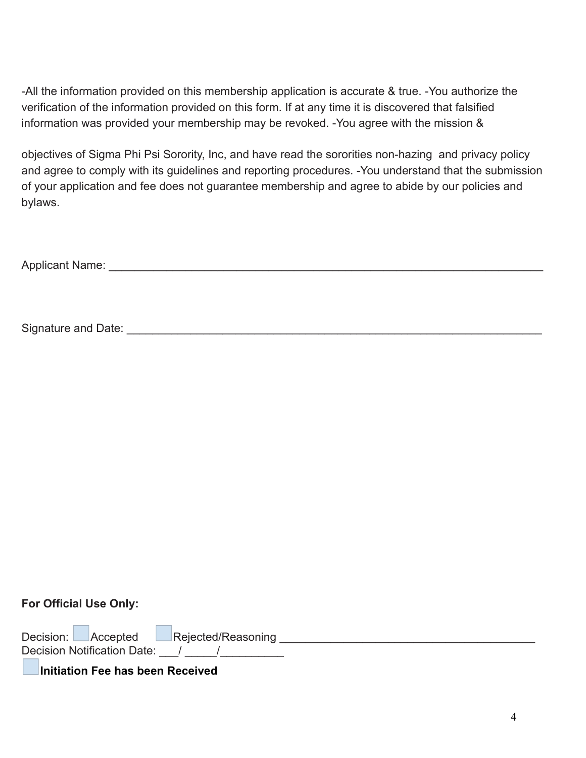-All the information provided on this membership application is accurate & true. -You authorize the verification of the information provided on this form. If at any time it is discovered that falsified information was provided your membership may be revoked. -You agree with the mission &

objectives of Sigma Phi Psi Sorority, Inc, and have read the sororities non-hazing and privacy policy and agree to comply with its guidelines and reporting procedures. -You understand that the submission of your application and fee does not guarantee membership and agree to abide by our policies and bylaws.

Applicant Name: ______________________________________________________________________

Signature and Date: ___________________________________________________________________

**For Official Use Only:**

Decision: ☐ Accepted ☐ Rejected/Reasoning ________________________________________
Decision Notification Date: ___/ _____/__________

☐ **Initiation Fee has been Received**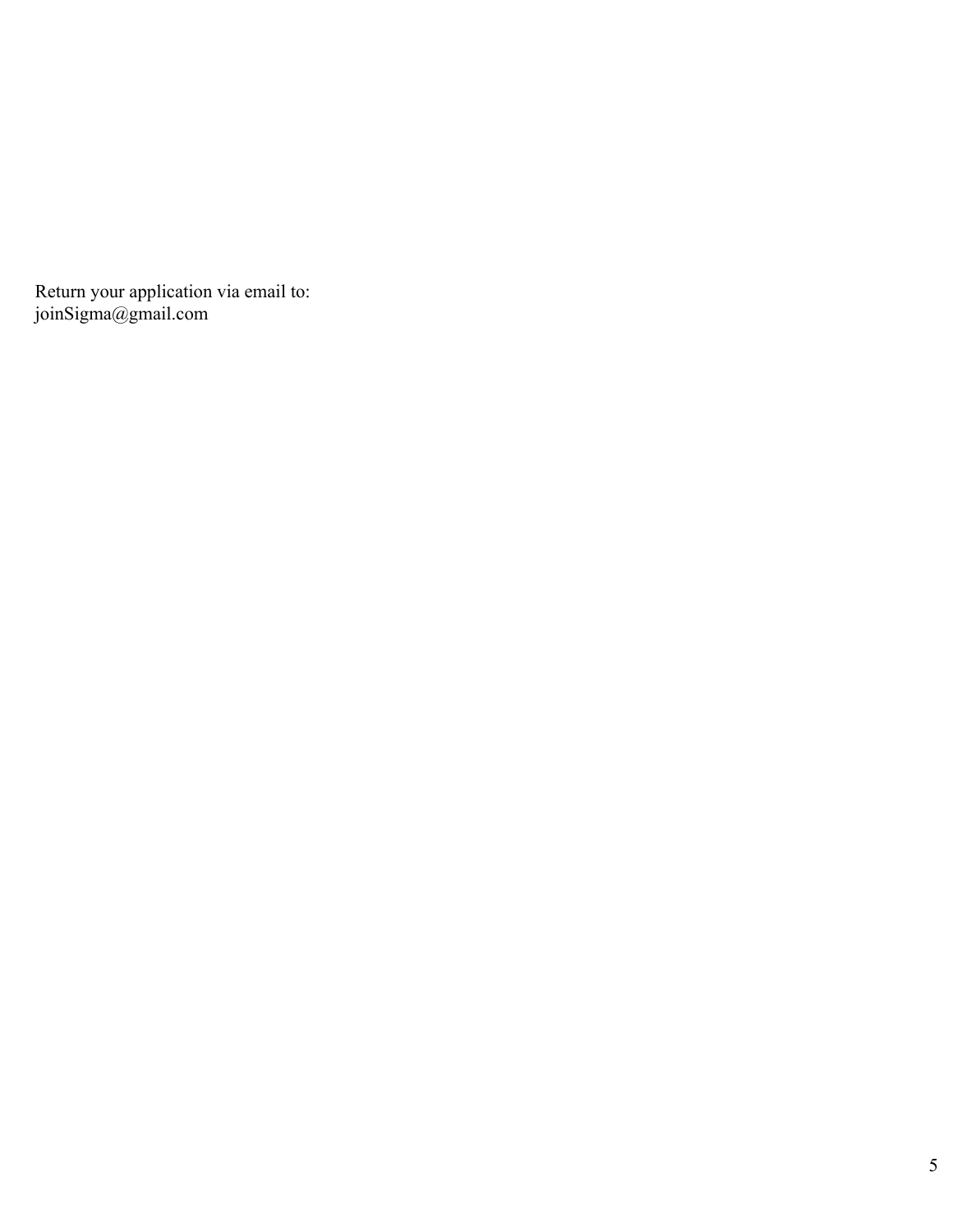Return your application via email to:
joinSigma@gmail.com